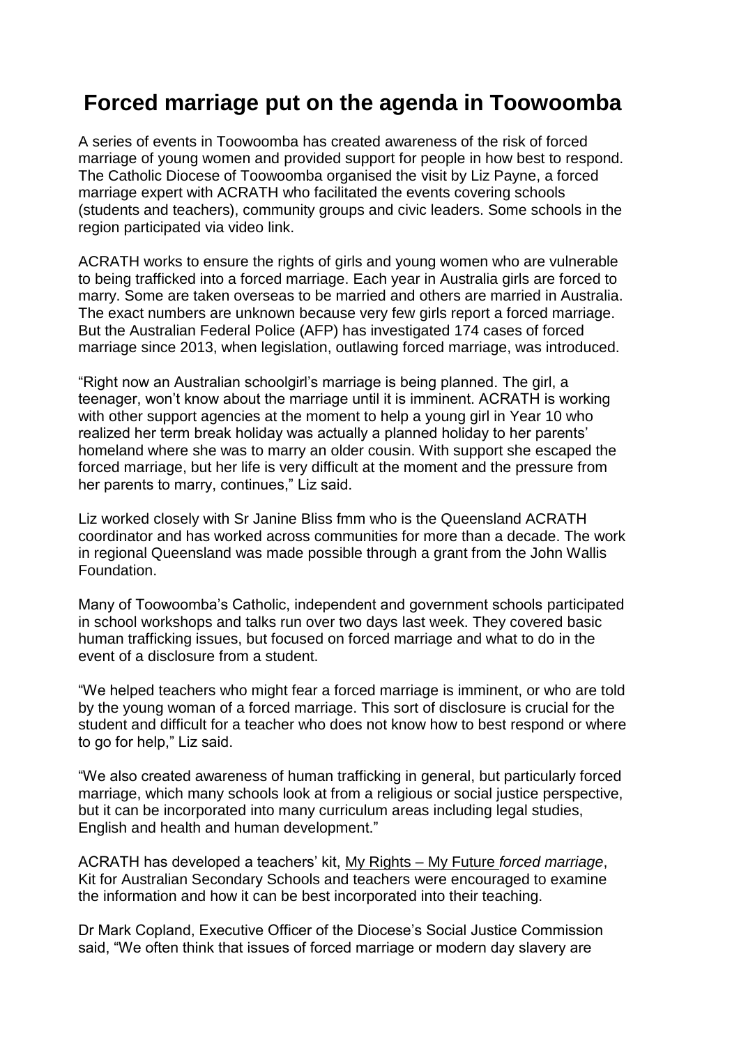# Forced marriage put on the agenda in Toowoomba

A series of events in Toowoomba has created awareness of the risk of forced marriage of young women and provided support for people in how best to respond. The Catholic Diocese of Toowoomba organised the visit by Liz Payne, a forced marriage expert with ACRATH who facilitated the events covering schools (students and teachers), community groups and civic leaders. Some schools in the region participated via video link.

ACRATH works to ensure the rights of girls and young women who are vulnerable to being trafficked into a forced marriage. Each year in Australia girls are forced to marry. Some are taken overseas to be married and others are married in Australia. The exact numbers are unknown because very few girls report a forced marriage. But the Australian Federal Police (AFP) has investigated 174 cases of forced marriage since 2013, when legislation, outlawing forced marriage, was introduced.

"Right now an Australian schoolgirl's marriage is being planned. The girl, a teenager, won't know about the marriage until it is imminent. ACRATH is working with other support agencies at the moment to help a young girl in Year 10 who realized her term break holiday was actually a planned holiday to her parents' homeland where she was to marry an older cousin. With support she escaped the forced marriage, but her life is very difficult at the moment and the pressure from her parents to marry, continues," Liz said.

Liz worked closely with Sr Janine Bliss fmm who is the Queensland ACRATH coordinator and has worked across communities for more than a decade. The work in regional Queensland was made possible through a grant from the John Wallis Foundation.

Many of Toowoomba's Catholic, independent and government schools participated in school workshops and talks run over two days last week. They covered basic human trafficking issues, but focused on forced marriage and what to do in the event of a disclosure from a student.

"We helped teachers who might fear a forced marriage is imminent, or who are told by the young woman of a forced marriage. This sort of disclosure is crucial for the student and difficult for a teacher who does not know how to best respond or where to go for help," Liz said.

"We also created awareness of human trafficking in general, but particularly forced marriage, which many schools look at from a religious or social justice perspective, but it can be incorporated into many curriculum areas including legal studies, English and health and human development."

ACRATH has developed a teachers' kit, My Rights – My Future *forced marriage*, Kit for Australian Secondary Schools and teachers were encouraged to examine the information and how it can be best incorporated into their teaching.

Dr Mark Copland, Executive Officer of the Diocese's Social Justice Commission said, "We often think that issues of forced marriage or modern day slavery are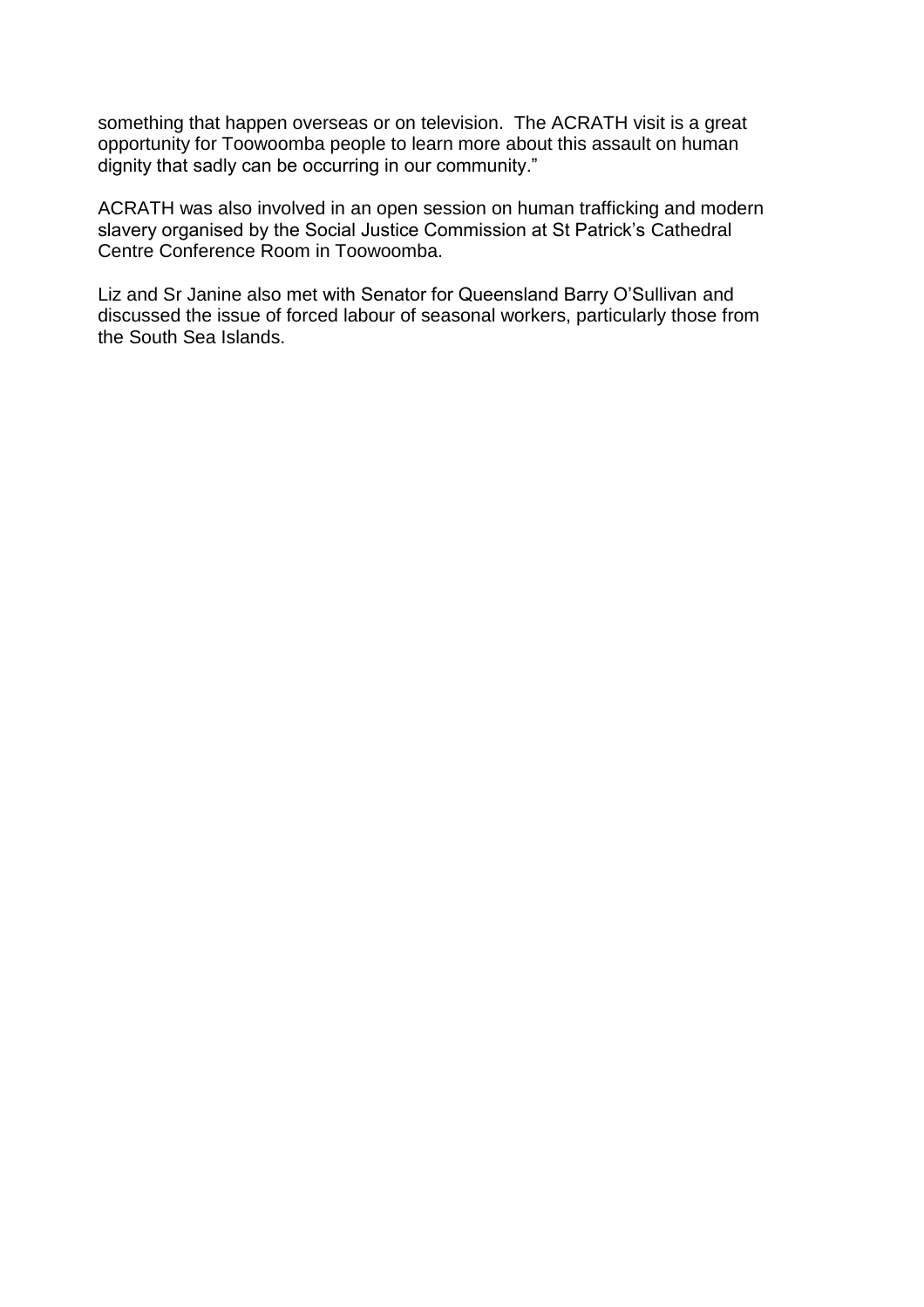something that happen overseas or on television.  The ACRATH visit is a great opportunity for Toowoomba people to learn more about this assault on human dignity that sadly can be occurring in our community."

ACRATH was also involved in an open session on human trafficking and modern slavery organised by the Social Justice Commission at St Patrick's Cathedral Centre Conference Room in Toowoomba.

Liz and Sr Janine also met with Senator for Queensland Barry O'Sullivan and discussed the issue of forced labour of seasonal workers, particularly those from the South Sea Islands.